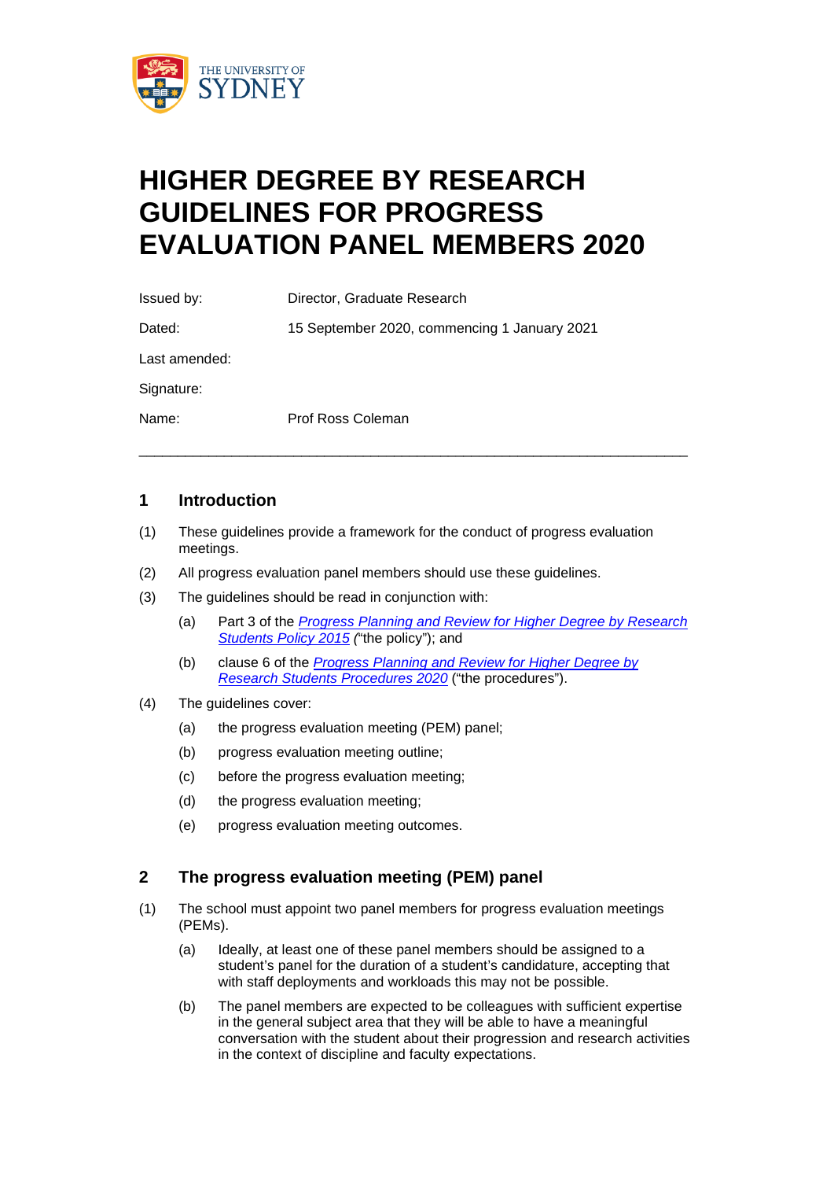# HIGHER DEGREE BY RESEARCH GUIDELINES FOR PROGRESS EVALUATION PANEL MEMBERS 2020

| | |
|---|---|
| Issued by: | Director, Graduate Research |
| Dated: | 15 September 2020, commencing 1 January 2021 |
| Last amended: | |
| Signature: | |
| Name: | Prof Ross Coleman |

---

## 1 Introduction

(1) These guidelines provide a framework for the conduct of progress evaluation meetings.

(2) All progress evaluation panel members should use these guidelines.

(3) The guidelines should be read in conjunction with:

- (a) Part 3 of the *Progress Planning and Review for Higher Degree by Research Students Policy 2015* ("the policy"); and
- (b) clause 6 of the *Progress Planning and Review for Higher Degree by Research Students Procedures 2020* ("the procedures").

(4) The guidelines cover:

- (a) the progress evaluation meeting (PEM) panel;
- (b) progress evaluation meeting outline;
- (c) before the progress evaluation meeting;
- (d) the progress evaluation meeting;
- (e) progress evaluation meeting outcomes.

## 2 The progress evaluation meeting (PEM) panel

(1) The school must appoint two panel members for progress evaluation meetings (PEMs).

- (a) Ideally, at least one of these panel members should be assigned to a student's panel for the duration of a student's candidature, accepting that with staff deployments and workloads this may not be possible.
- (b) The panel members are expected to be colleagues with sufficient expertise in the general subject area that they will be able to have a meaningful conversation with the student about their progression and research activities in the context of discipline and faculty expectations.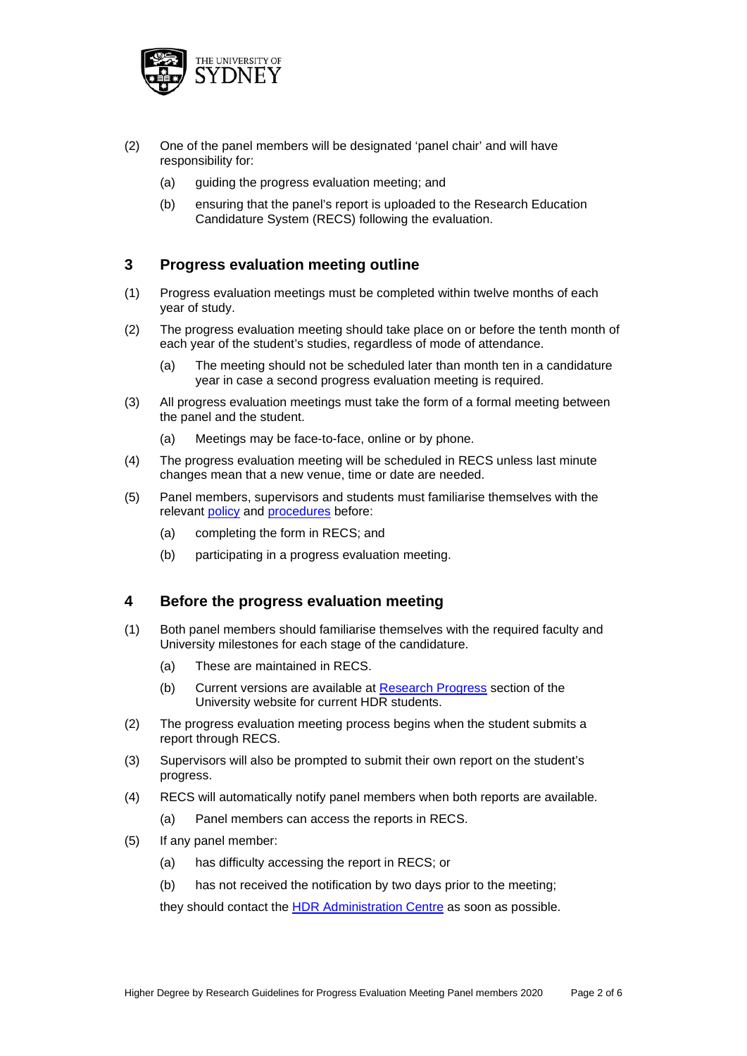(2) One of the panel members will be designated 'panel chair' and will have responsibility for:

   (a) guiding the progress evaluation meeting; and

   (b) ensuring that the panel's report is uploaded to the Research Education Candidature System (RECS) following the evaluation.

## 3 Progress evaluation meeting outline

(1) Progress evaluation meetings must be completed within twelve months of each year of study.

(2) The progress evaluation meeting should take place on or before the tenth month of each year of the student's studies, regardless of mode of attendance.

   (a) The meeting should not be scheduled later than month ten in a candidature year in case a second progress evaluation meeting is required.

(3) All progress evaluation meetings must take the form of a formal meeting between the panel and the student.

   (a) Meetings may be face-to-face, online or by phone.

(4) The progress evaluation meeting will be scheduled in RECS unless last minute changes mean that a new venue, time or date are needed.

(5) Panel members, supervisors and students must familiarise themselves with the relevant policy and procedures before:

   (a) completing the form in RECS; and

   (b) participating in a progress evaluation meeting.

## 4 Before the progress evaluation meeting

(1) Both panel members should familiarise themselves with the required faculty and University milestones for each stage of the candidature.

   (a) These are maintained in RECS.

   (b) Current versions are available at Research Progress section of the University website for current HDR students.

(2) The progress evaluation meeting process begins when the student submits a report through RECS.

(3) Supervisors will also be prompted to submit their own report on the student's progress.

(4) RECS will automatically notify panel members when both reports are available.

   (a) Panel members can access the reports in RECS.

(5) If any panel member:

   (a) has difficulty accessing the report in RECS; or

   (b) has not received the notification by two days prior to the meeting;

   they should contact the HDR Administration Centre as soon as possible.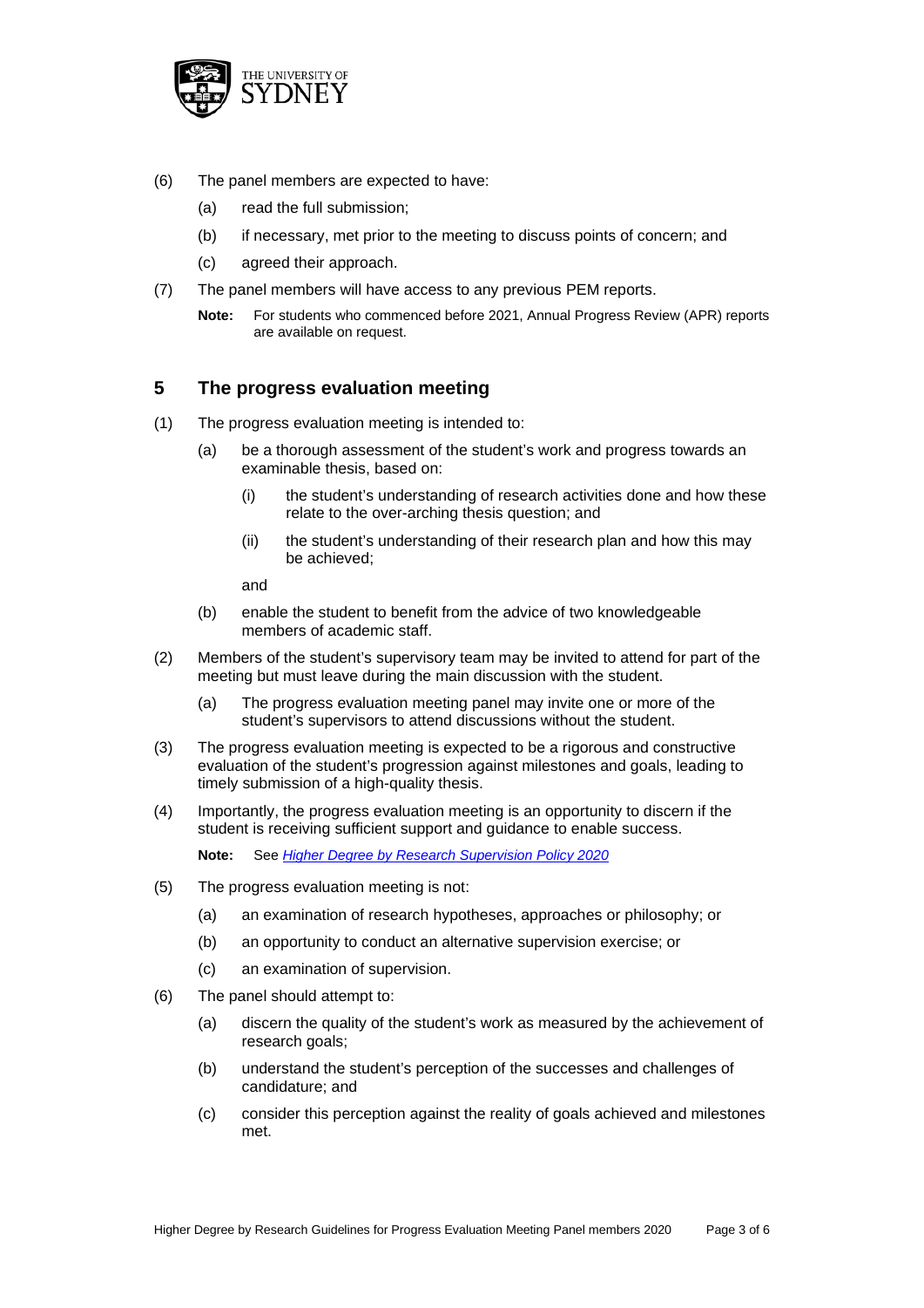(6) The panel members are expected to have:

  (a) read the full submission;

  (b) if necessary, met prior to the meeting to discuss points of concern; and

  (c) agreed their approach.

(7) The panel members will have access to any previous PEM reports.

**Note:** For students who commenced before 2021, Annual Progress Review (APR) reports are available on request.

## 5 The progress evaluation meeting

(1) The progress evaluation meeting is intended to:

  (a) be a thorough assessment of the student's work and progress towards an examinable thesis, based on:

    (i) the student's understanding of research activities done and how these relate to the over-arching thesis question; and

    (ii) the student's understanding of their research plan and how this may be achieved;

  and

  (b) enable the student to benefit from the advice of two knowledgeable members of academic staff.

(2) Members of the student's supervisory team may be invited to attend for part of the meeting but must leave during the main discussion with the student.

  (a) The progress evaluation meeting panel may invite one or more of the student's supervisors to attend discussions without the student.

(3) The progress evaluation meeting is expected to be a rigorous and constructive evaluation of the student's progression against milestones and goals, leading to timely submission of a high-quality thesis.

(4) Importantly, the progress evaluation meeting is an opportunity to discern if the student is receiving sufficient support and guidance to enable success.

**Note:** See *Higher Degree by Research Supervision Policy 2020*

(5) The progress evaluation meeting is not:

  (a) an examination of research hypotheses, approaches or philosophy; or

  (b) an opportunity to conduct an alternative supervision exercise; or

  (c) an examination of supervision.

(6) The panel should attempt to:

  (a) discern the quality of the student's work as measured by the achievement of research goals;

  (b) understand the student's perception of the successes and challenges of candidature; and

  (c) consider this perception against the reality of goals achieved and milestones met.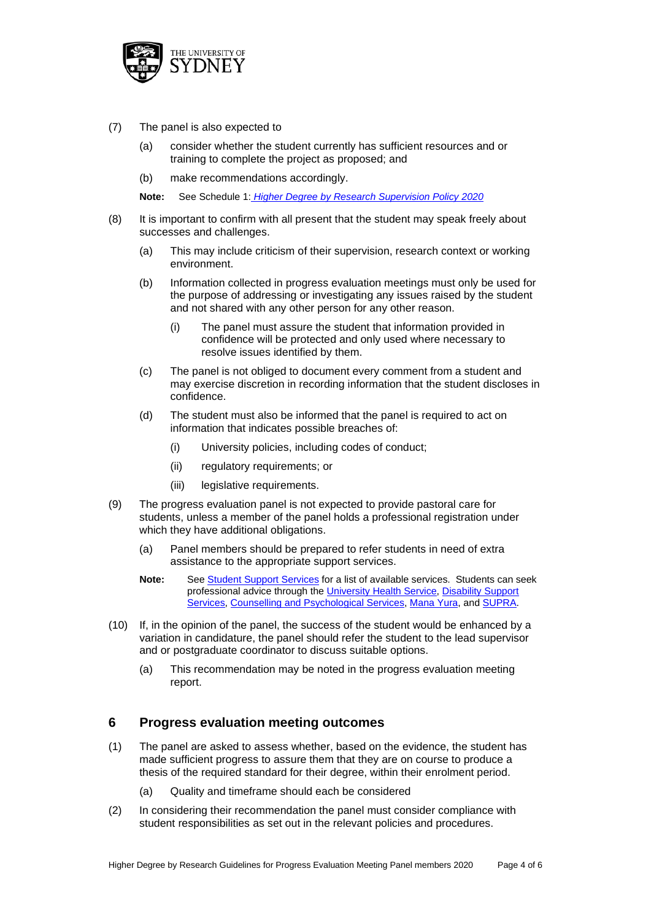(7) The panel is also expected to

(a) consider whether the student currently has sufficient resources and or training to complete the project as proposed; and

(b) make recommendations accordingly.

**Note:** See Schedule 1: *Higher Degree by Research Supervision Policy 2020*

(8) It is important to confirm with all present that the student may speak freely about successes and challenges.

(a) This may include criticism of their supervision, research context or working environment.

(b) Information collected in progress evaluation meetings must only be used for the purpose of addressing or investigating any issues raised by the student and not shared with any other person for any other reason.

(i) The panel must assure the student that information provided in confidence will be protected and only used where necessary to resolve issues identified by them.

(c) The panel is not obliged to document every comment from a student and may exercise discretion in recording information that the student discloses in confidence.

(d) The student must also be informed that the panel is required to act on information that indicates possible breaches of:

(i) University policies, including codes of conduct;

(ii) regulatory requirements; or

(iii) legislative requirements.

(9) The progress evaluation panel is not expected to provide pastoral care for students, unless a member of the panel holds a professional registration under which they have additional obligations.

(a) Panel members should be prepared to refer students in need of extra assistance to the appropriate support services.

**Note:** See Student Support Services for a list of available services. Students can seek professional advice through the University Health Service, Disability Support Services, Counselling and Psychological Services, Mana Yura, and SUPRA.

(10) If, in the opinion of the panel, the success of the student would be enhanced by a variation in candidature, the panel should refer the student to the lead supervisor and or postgraduate coordinator to discuss suitable options.

(a) This recommendation may be noted in the progress evaluation meeting report.

## 6 Progress evaluation meeting outcomes

(1) The panel are asked to assess whether, based on the evidence, the student has made sufficient progress to assure them that they are on course to produce a thesis of the required standard for their degree, within their enrolment period.

(a) Quality and timeframe should each be considered

(2) In considering their recommendation the panel must consider compliance with student responsibilities as set out in the relevant policies and procedures.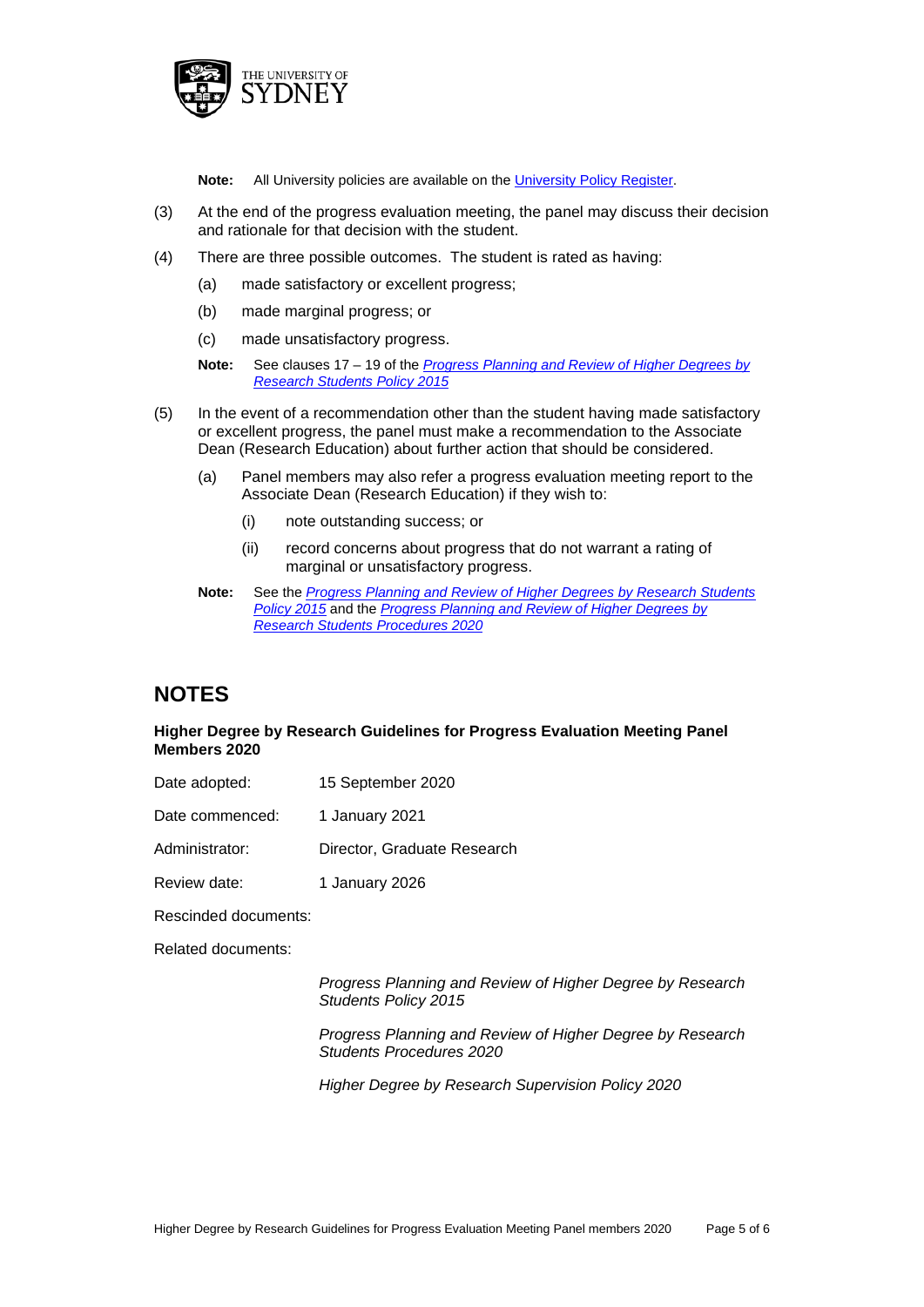**Note:** All University policies are available on the University Policy Register.

(3) At the end of the progress evaluation meeting, the panel may discuss their decision and rationale for that decision with the student.

(4) There are three possible outcomes. The student is rated as having:

- (a) made satisfactory or excellent progress;
- (b) made marginal progress; or
- (c) made unsatisfactory progress.

**Note:** See clauses 17 – 19 of the *Progress Planning and Review of Higher Degrees by Research Students Policy 2015*

(5) In the event of a recommendation other than the student having made satisfactory or excellent progress, the panel must make a recommendation to the Associate Dean (Research Education) about further action that should be considered.

- (a) Panel members may also refer a progress evaluation meeting report to the Associate Dean (Research Education) if they wish to:
  - (i) note outstanding success; or
  - (ii) record concerns about progress that do not warrant a rating of marginal or unsatisfactory progress.

**Note:** See the *Progress Planning and Review of Higher Degrees by Research Students Policy 2015* and the *Progress Planning and Review of Higher Degrees by Research Students Procedures 2020*

## NOTES

**Higher Degree by Research Guidelines for Progress Evaluation Meeting Panel Members 2020**

| | |
|---|---|
| Date adopted: | 15 September 2020 |
| Date commenced: | 1 January 2021 |
| Administrator: | Director, Graduate Research |
| Review date: | 1 January 2026 |
| Rescinded documents: | |
| Related documents: | |
| | *Progress Planning and Review of Higher Degree by Research Students Policy 2015* |
| | *Progress Planning and Review of Higher Degree by Research Students Procedures 2020* |
| | *Higher Degree by Research Supervision Policy 2020* |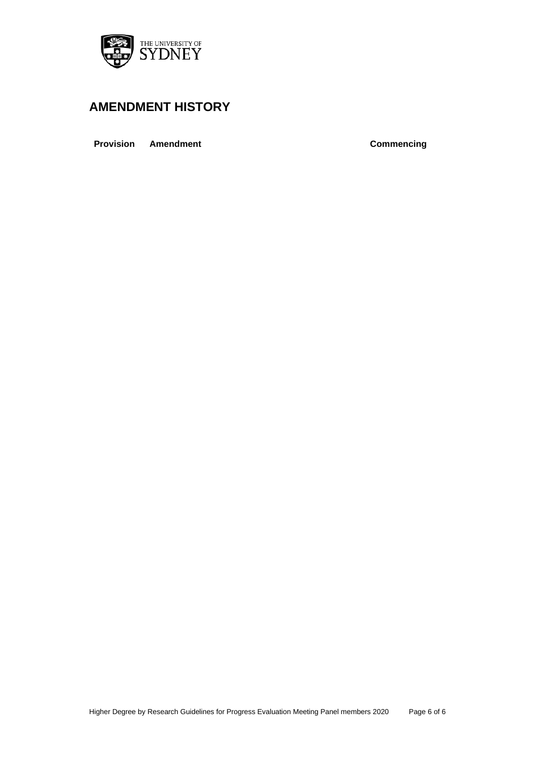# AMENDMENT HISTORY

| Provision | Amendment | Commencing |
|---|---|---|